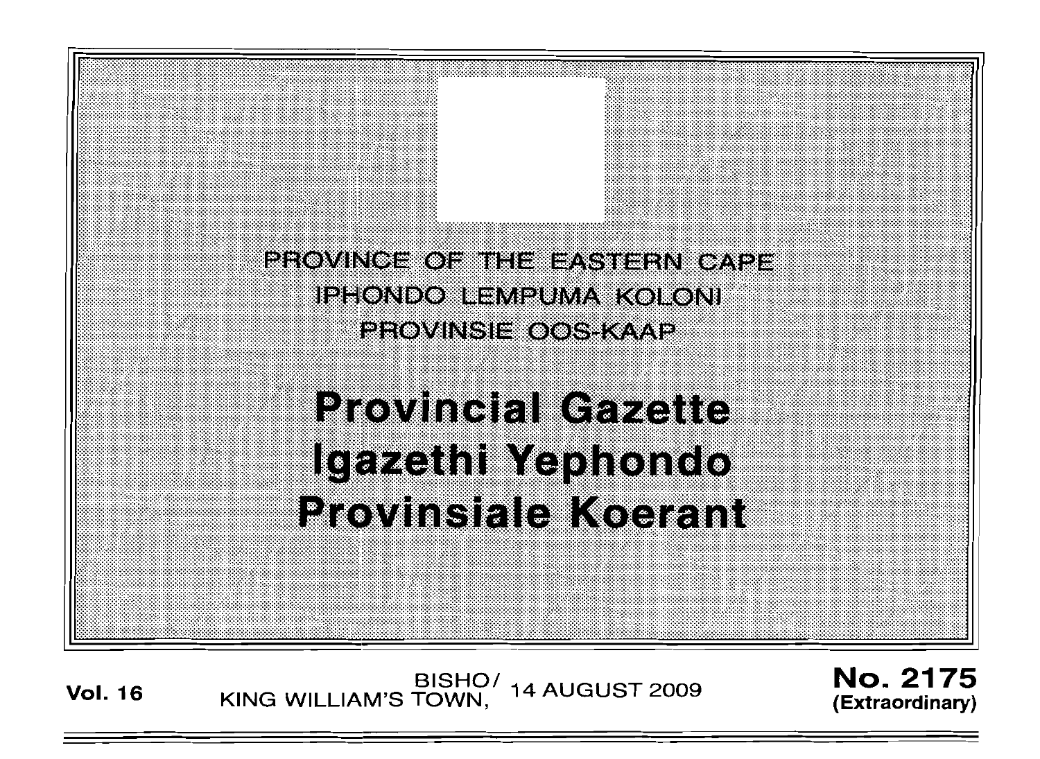PROVINCE OF THE EASTERN CAPE

IPHONDO LEMPUMA KOLONI

PROVINSIE OOS-KAAP

# Provincial Gazette

# Igazethi Yephondo

# Provinsiale Koerant

**Vol. 16** BISHO/ KING WILLIAM'S TOWN, 14 AUGUST 2009 **No. 2175** **(Extraordinary)**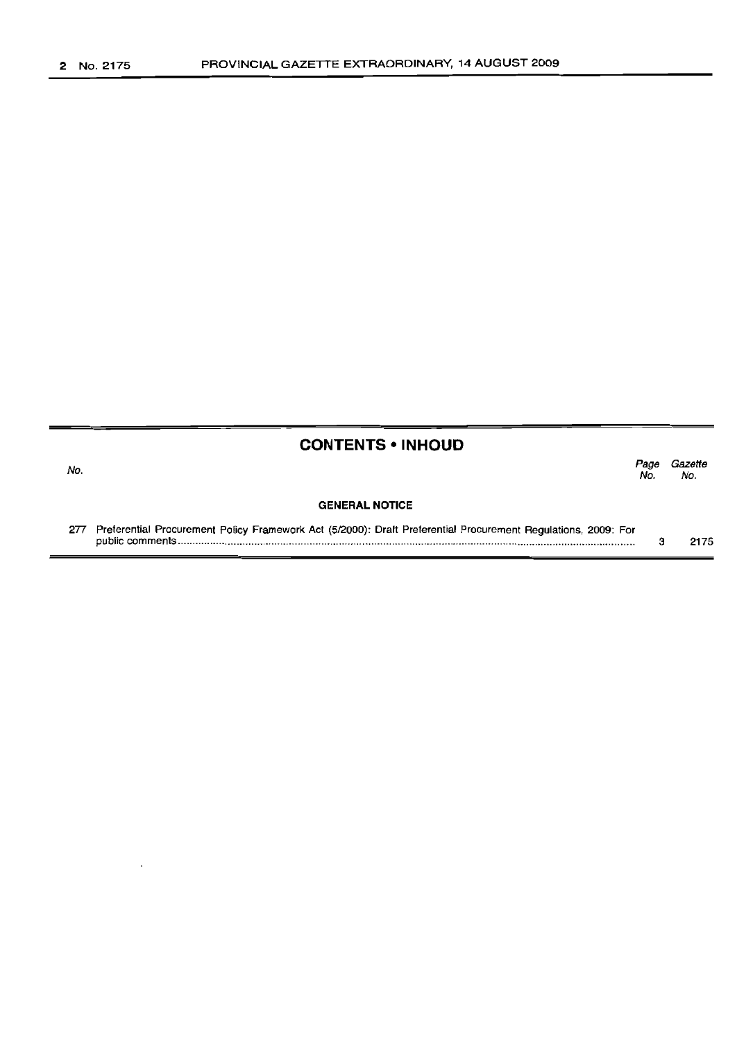## CONTENTS • INHOUD

| No. | | Page No. | Gazette No. |
|---|---|---|---|
| | **GENERAL NOTICE** | | |
| 277 | Preferential Procurement Policy Framework Act (5/2000): Draft Preferential Procurement Regulations, 2009: For public comments | 3 | 2175 |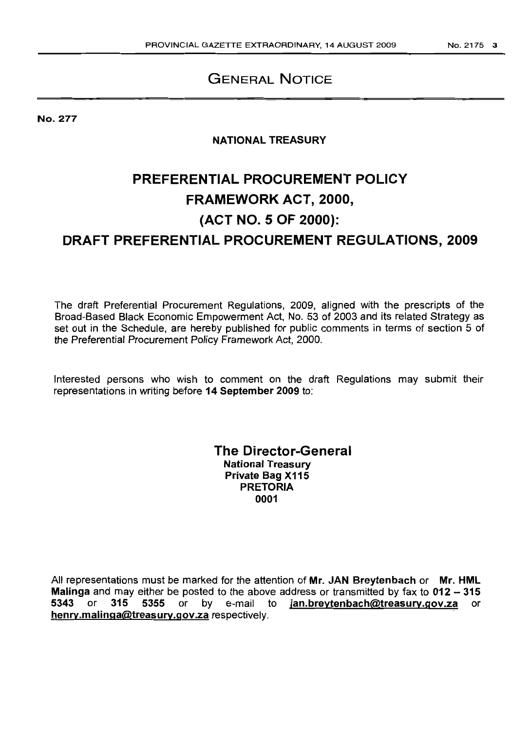# GENERAL NOTICE

**No. 277**

**NATIONAL TREASURY**

# PREFERENTIAL PROCUREMENT POLICY FRAMEWORK ACT, 2000, (ACT NO. 5 OF 2000): DRAFT PREFERENTIAL PROCUREMENT REGULATIONS, 2009

The draft Preferential Procurement Regulations, 2009, aligned with the prescripts of the Broad-Based Black Economic Empowerment Act, No. 53 of 2003 and its related Strategy as set out in the Schedule, are hereby published for public comments in terms of section 5 of the Preferential Procurement Policy Framework Act, 2000.

Interested persons who wish to comment on the draft Regulations may submit their representations in writing before **14 September 2009** to:

**The Director-General**
**National Treasury**
**Private Bag X115**
**PRETORIA**
**0001**

All representations must be marked for the attention of **Mr. JAN Breytenbach** or **Mr. HML Malinga** and may either be posted to the above address or transmitted by fax to **012 – 315 5343** or **315 5355** or by e-mail to **jan.breytenbach@treasury.gov.za** or **henry.malinga@treasury.gov.za** respectively.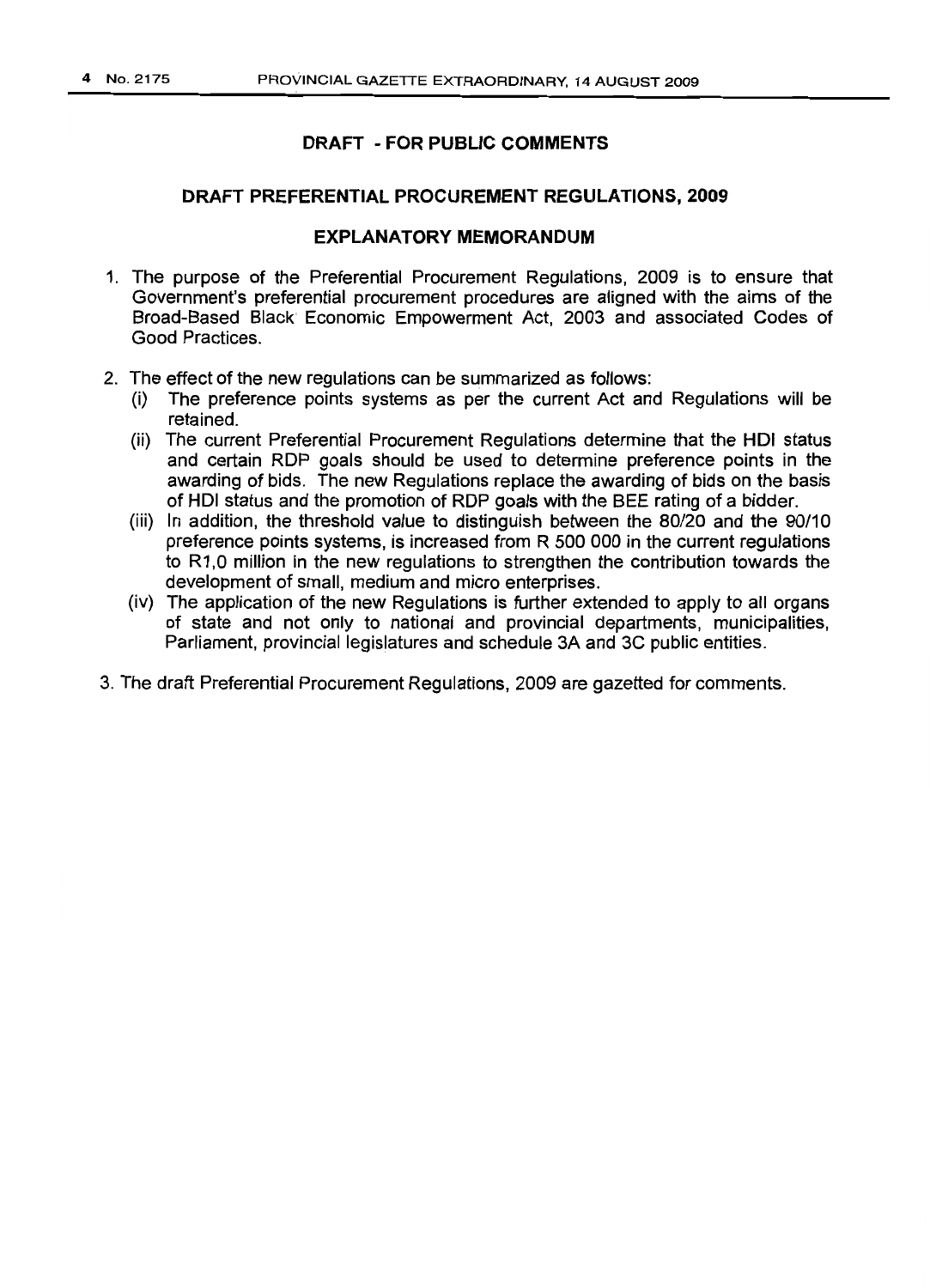## DRAFT - FOR PUBLIC COMMENTS

## DRAFT PREFERENTIAL PROCUREMENT REGULATIONS, 2009

### EXPLANATORY MEMORANDUM

1. The purpose of the Preferential Procurement Regulations, 2009 is to ensure that Government's preferential procurement procedures are aligned with the aims of the Broad-Based Black Economic Empowerment Act, 2003 and associated Codes of Good Practices.

2. The effect of the new regulations can be summarized as follows:
   - (i) The preference points systems as per the current Act and Regulations will be retained.
   - (ii) The current Preferential Procurement Regulations determine that the HDI status and certain RDP goals should be used to determine preference points in the awarding of bids. The new Regulations replace the awarding of bids on the basis of HDI status and the promotion of RDP goals with the BEE rating of a bidder.
   - (iii) In addition, the threshold value to distinguish between the 80/20 and the 90/10 preference points systems, is increased from R 500 000 in the current regulations to R1,0 million in the new regulations to strengthen the contribution towards the development of small, medium and micro enterprises.
   - (iv) The application of the new Regulations is further extended to apply to all organs of state and not only to national and provincial departments, municipalities, Parliament, provincial legislatures and schedule 3A and 3C public entities.

3. The draft Preferential Procurement Regulations, 2009 are gazetted for comments.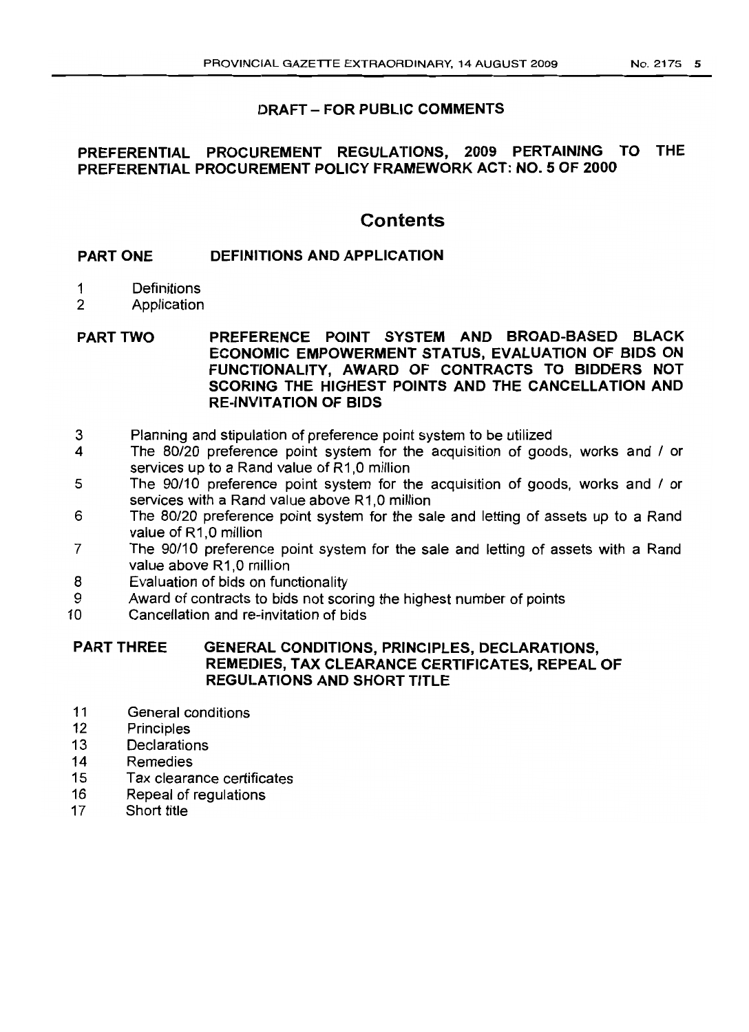**DRAFT – FOR PUBLIC COMMENTS**

**PREFERENTIAL PROCUREMENT REGULATIONS, 2009 PERTAINING TO THE PREFERENTIAL PROCUREMENT POLICY FRAMEWORK ACT: NO. 5 OF 2000**

# Contents

## PART ONE DEFINITIONS AND APPLICATION

1 Definitions
2 Application

## PART TWO PREFERENCE POINT SYSTEM AND BROAD-BASED BLACK ECONOMIC EMPOWERMENT STATUS, EVALUATION OF BIDS ON FUNCTIONALITY, AWARD OF CONTRACTS TO BIDDERS NOT SCORING THE HIGHEST POINTS AND THE CANCELLATION AND RE-INVITATION OF BIDS

3 Planning and stipulation of preference point system to be utilized
4 The 80/20 preference point system for the acquisition of goods, works and / or services up to a Rand value of R1,0 million
5 The 90/10 preference point system for the acquisition of goods, works and / or services with a Rand value above R1,0 million
6 The 80/20 preference point system for the sale and letting of assets up to a Rand value of R1,0 million
7 The 90/10 preference point system for the sale and letting of assets with a Rand value above R1,0 million
8 Evaluation of bids on functionality
9 Award of contracts to bids not scoring the highest number of points
10 Cancellation and re-invitation of bids

## PART THREE GENERAL CONDITIONS, PRINCIPLES, DECLARATIONS, REMEDIES, TAX CLEARANCE CERTIFICATES, REPEAL OF REGULATIONS AND SHORT TITLE

11 General conditions
12 Principles
13 Declarations
14 Remedies
15 Tax clearance certificates
16 Repeal of regulations
17 Short title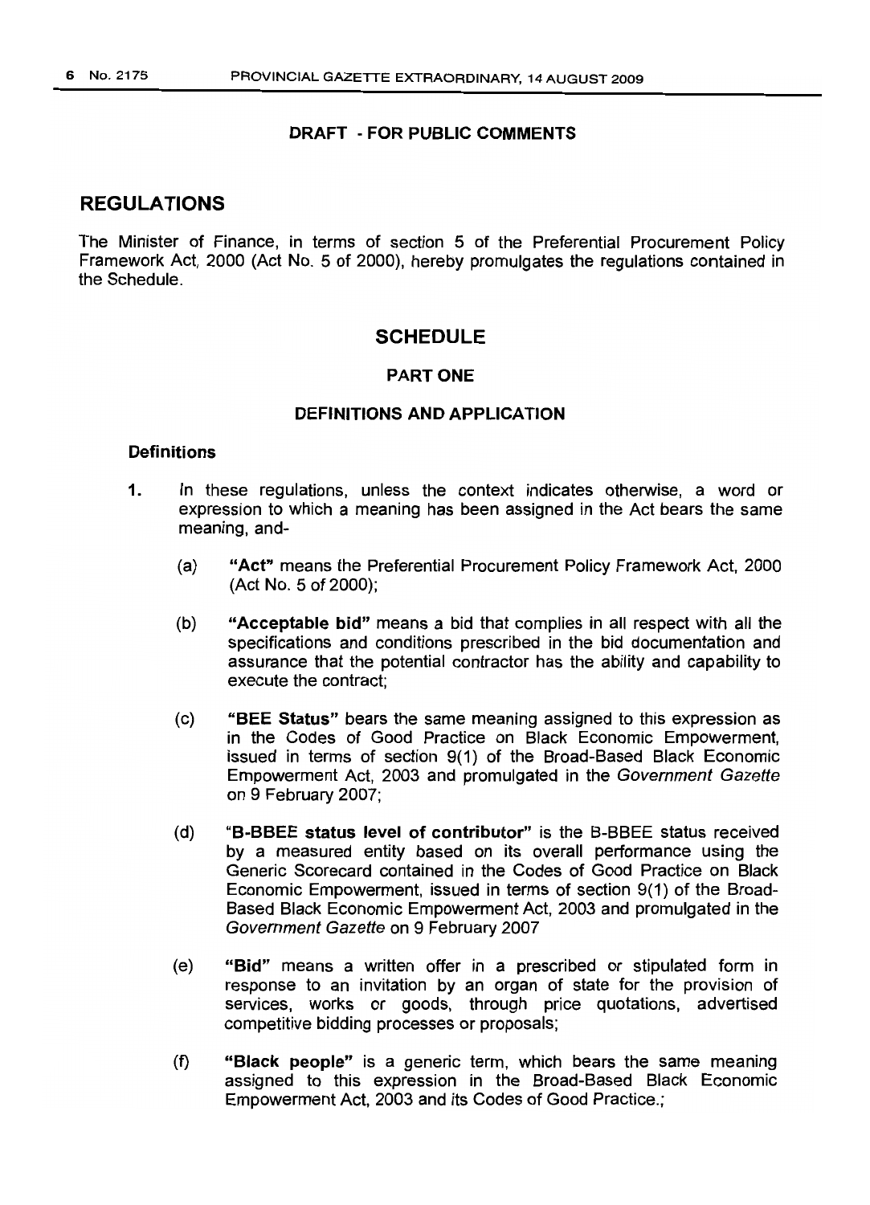**DRAFT - FOR PUBLIC COMMENTS**

## REGULATIONS

The Minister of Finance, in terms of section 5 of the Preferential Procurement Policy Framework Act, 2000 (Act No. 5 of 2000), hereby promulgates the regulations contained in the Schedule.

## SCHEDULE

### PART ONE

### DEFINITIONS AND APPLICATION

#### Definitions

1. In these regulations, unless the context indicates otherwise, a word or expression to which a meaning has been assigned in the Act bears the same meaning, and-

   (a) **"Act"** means the Preferential Procurement Policy Framework Act, 2000 (Act No. 5 of 2000);

   (b) **"Acceptable bid"** means a bid that complies in all respect with all the specifications and conditions prescribed in the bid documentation and assurance that the potential contractor has the ability and capability to execute the contract;

   (c) **"BEE Status"** bears the same meaning assigned to this expression as in the Codes of Good Practice on Black Economic Empowerment, issued in terms of section 9(1) of the Broad-Based Black Economic Empowerment Act, 2003 and promulgated in the *Government Gazette* on 9 February 2007;

   (d) **"B-BBEE status level of contributor"** is the B-BBEE status received by a measured entity based on its overall performance using the Generic Scorecard contained in the Codes of Good Practice on Black Economic Empowerment, issued in terms of section 9(1) of the Broad-Based Black Economic Empowerment Act, 2003 and promulgated in the *Government Gazette* on 9 February 2007

   (e) **"Bid"** means a written offer in a prescribed or stipulated form in response to an invitation by an organ of state for the provision of services, works or goods, through price quotations, advertised competitive bidding processes or proposals;

   (f) **"Black people"** is a generic term, which bears the same meaning assigned to this expression in the Broad-Based Black Economic Empowerment Act, 2003 and its Codes of Good Practice.;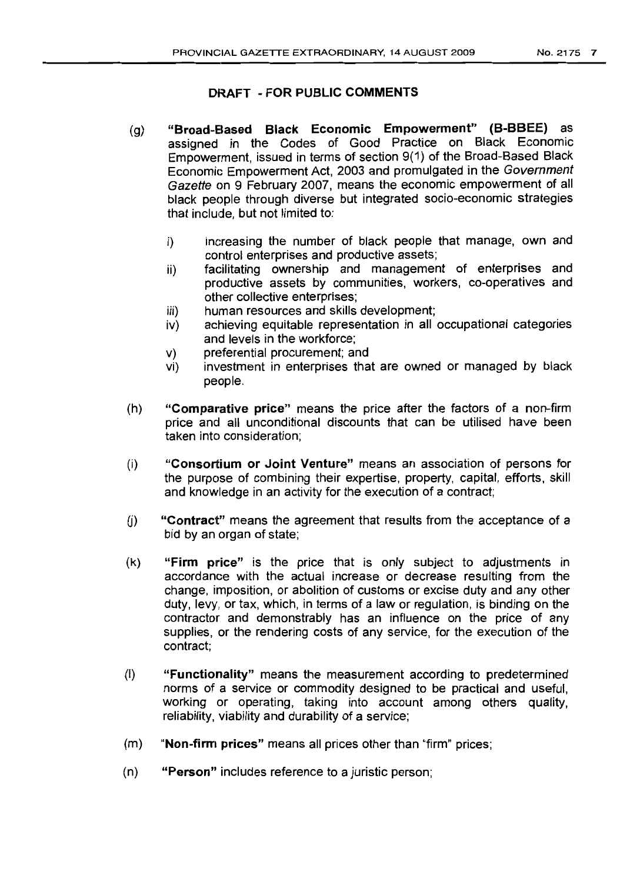**DRAFT - FOR PUBLIC COMMENTS**

(g) **"Broad-Based Black Economic Empowerment" (B-BBEE)** as assigned in the Codes of Good Practice on Black Economic Empowerment, issued in terms of section 9(1) of the Broad-Based Black Economic Empowerment Act, 2003 and promulgated in the *Government Gazette* on 9 February 2007, means the economic empowerment of all black people through diverse but integrated socio-economic strategies that include, but not limited to:

- i) increasing the number of black people that manage, own and control enterprises and productive assets;
- ii) facilitating ownership and management of enterprises and productive assets by communities, workers, co-operatives and other collective enterprises;
- iii) human resources and skills development;
- iv) achieving equitable representation in all occupational categories and levels in the workforce;
- v) preferential procurement; and
- vi) investment in enterprises that are owned or managed by black people.

(h) **"Comparative price"** means the price after the factors of a non-firm price and all unconditional discounts that can be utilised have been taken into consideration;

(i) **"Consortium or Joint Venture"** means an association of persons for the purpose of combining their expertise, property, capital, efforts, skill and knowledge in an activity for the execution of a contract;

(j) **"Contract"** means the agreement that results from the acceptance of a bid by an organ of state;

(k) **"Firm price"** is the price that is only subject to adjustments in accordance with the actual increase or decrease resulting from the change, imposition, or abolition of customs or excise duty and any other duty, levy, or tax, which, in terms of a law or regulation, is binding on the contractor and demonstrably has an influence on the price of any supplies, or the rendering costs of any service, for the execution of the contract;

(l) **"Functionality"** means the measurement according to predetermined norms of a service or commodity designed to be practical and useful, working or operating, taking into account among others quality, reliability, viability and durability of a service;

(m) "**Non-firm prices**" means all prices other than "firm" prices;

(n) **"Person"** includes reference to a juristic person;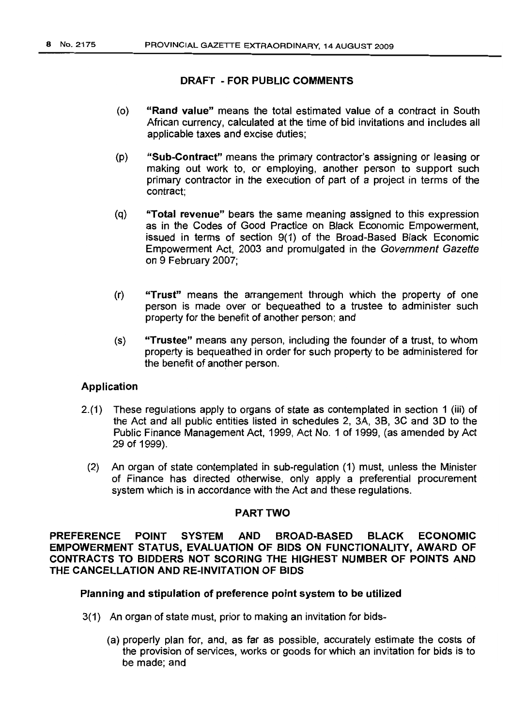**DRAFT - FOR PUBLIC COMMENTS**

(o) **"Rand value"** means the total estimated value of a contract in South African currency, calculated at the time of bid invitations and includes all applicable taxes and excise duties;

(p) **"Sub-Contract"** means the primary contractor's assigning or leasing or making out work to, or employing, another person to support such primary contractor in the execution of part of a project in terms of the contract;

(q) **"Total revenue"** bears the same meaning assigned to this expression as in the Codes of Good Practice on Black Economic Empowerment, issued in terms of section 9(1) of the Broad-Based Black Economic Empowerment Act, 2003 and promulgated in the *Government Gazette* on 9 February 2007;

(r) **"Trust"** means the arrangement through which the property of one person is made over or bequeathed to a trustee to administer such property for the benefit of another person; and

(s) **"Trustee"** means any person, including the founder of a trust, to whom property is bequeathed in order for such property to be administered for the benefit of another person.

### Application

2.(1) These regulations apply to organs of state as contemplated in section 1 (iii) of the Act and all public entities listed in schedules 2, 3A, 3B, 3C and 3D to the Public Finance Management Act, 1999, Act No. 1 of 1999, (as amended by Act 29 of 1999).

(2) An organ of state contemplated in sub-regulation (1) must, unless the Minister of Finance has directed otherwise, only apply a preferential procurement system which is in accordance with the Act and these regulations.

## PART TWO

## PREFERENCE POINT SYSTEM AND BROAD-BASED BLACK ECONOMIC EMPOWERMENT STATUS, EVALUATION OF BIDS ON FUNCTIONALITY, AWARD OF CONTRACTS TO BIDDERS NOT SCORING THE HIGHEST NUMBER OF POINTS AND THE CANCELLATION AND RE-INVITATION OF BIDS

### Planning and stipulation of preference point system to be utilized

3(1) An organ of state must, prior to making an invitation for bids-

(a) properly plan for, and, as far as possible, accurately estimate the costs of the provision of services, works or goods for which an invitation for bids is to be made; and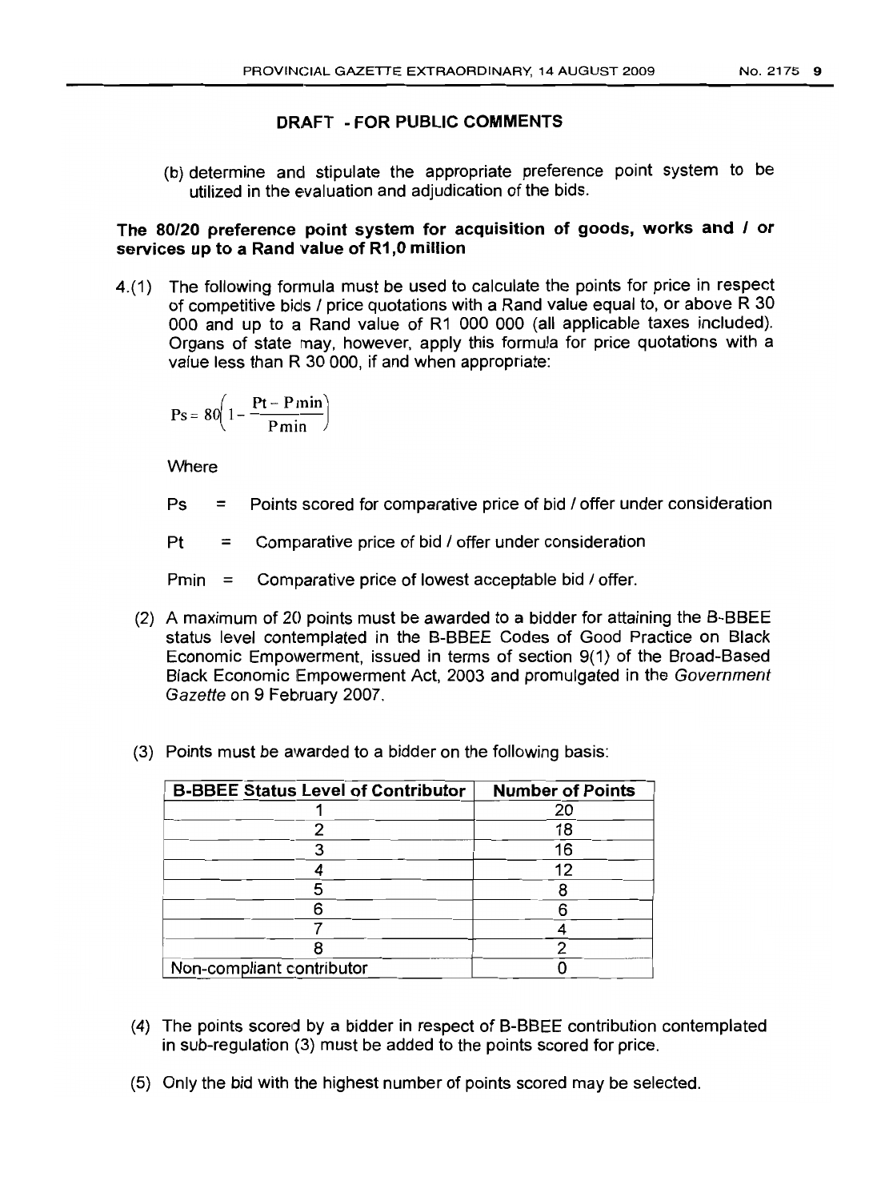**DRAFT - FOR PUBLIC COMMENTS**

(b) determine and stipulate the appropriate preference point system to be utilized in the evaluation and adjudication of the bids.

**The 80/20 preference point system for acquisition of goods, works and / or services up to a Rand value of R1,0 million**

4.(1) The following formula must be used to calculate the points for price in respect of competitive bids / price quotations with a Rand value equal to, or above R 30 000 and up to a Rand value of R1 000 000 (all applicable taxes included). Organs of state may, however, apply this formula for price quotations with a value less than R 30 000, if and when appropriate:

$$Ps = 80\left(1 - \frac{Pt - P\min}{P\min}\right)$$

Where

Ps = Points scored for comparative price of bid / offer under consideration

Pt = Comparative price of bid / offer under consideration

Pmin = Comparative price of lowest acceptable bid / offer.

(2) A maximum of 20 points must be awarded to a bidder for attaining the B-BBEE status level contemplated in the B-BBEE Codes of Good Practice on Black Economic Empowerment, issued in terms of section 9(1) of the Broad-Based Black Economic Empowerment Act, 2003 and promulgated in the *Government Gazette* on 9 February 2007.

(3) Points must be awarded to a bidder on the following basis:

| B-BBEE Status Level of Contributor | Number of Points |
|---|---|
| 1 | 20 |
| 2 | 18 |
| 3 | 16 |
| 4 | 12 |
| 5 | 8 |
| 6 | 6 |
| 7 | 4 |
| 8 | 2 |
| Non-compliant contributor | 0 |

(4) The points scored by a bidder in respect of B-BBEE contribution contemplated in sub-regulation (3) must be added to the points scored for price.

(5) Only the bid with the highest number of points scored may be selected.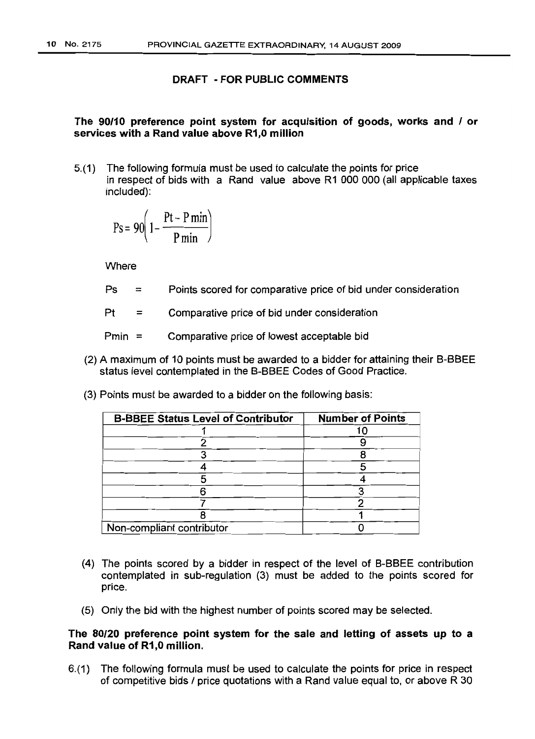**DRAFT - FOR PUBLIC COMMENTS**

**The 90/10 preference point system for acquisition of goods, works and / or services with a Rand value above R1,0 million**

5.(1) The following formula must be used to calculate the points for price in respect of bids with a Rand value above R1 000 000 (all applicable taxes included):

$$Ps = 90\left(1 - \frac{Pt - P\min}{P\min}\right)$$

Where

Ps = Points scored for comparative price of bid under consideration

Pt = Comparative price of bid under consideration

Pmin = Comparative price of lowest acceptable bid

(2) A maximum of 10 points must be awarded to a bidder for attaining their B-BBEE status level contemplated in the B-BBEE Codes of Good Practice.

(3) Points must be awarded to a bidder on the following basis:

| B-BBEE Status Level of Contributor | Number of Points |
|---|---|
| 1 | 10 |
| 2 | 9 |
| 3 | 8 |
| 4 | 5 |
| 5 | 4 |
| 6 | 3 |
| 7 | 2 |
| 8 | 1 |
| Non-compliant contributor | 0 |

(4) The points scored by a bidder in respect of the level of B-BBEE contribution contemplated in sub-regulation (3) must be added to the points scored for price.

(5) Only the bid with the highest number of points scored may be selected.

**The 80/20 preference point system for the sale and letting of assets up to a Rand value of R1,0 million.**

6.(1) The following formula must be used to calculate the points for price in respect of competitive bids / price quotations with a Rand value equal to, or above R 30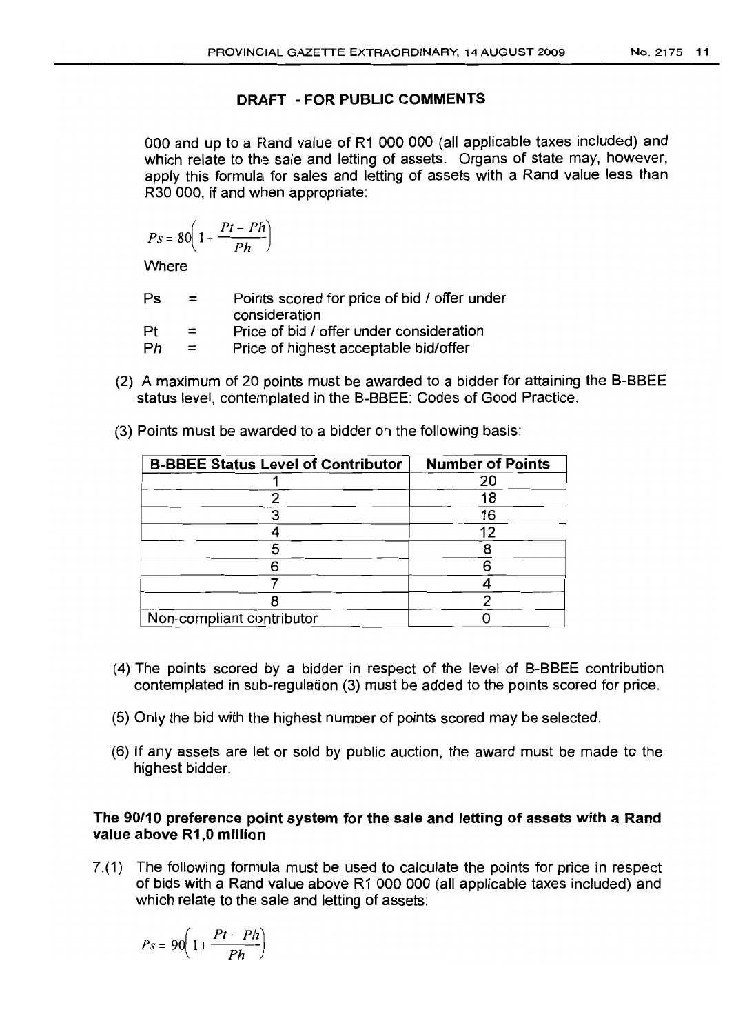**DRAFT - FOR PUBLIC COMMENTS**

000 and up to a Rand value of R1 000 000 (all applicable taxes included) and which relate to the sale and letting of assets. Organs of state may, however, apply this formula for sales and letting of assets with a Rand value less than R30 000, if and when appropriate:

$$Ps = 80\left(1 + \frac{Pt - Ph}{Ph}\right)$$

Where

| | | |
|---|---|---|
| Ps | = | Points scored for price of bid / offer under consideration |
| Pt | = | Price of bid / offer under consideration |
| Ph | = | Price of highest acceptable bid/offer |

(2) A maximum of 20 points must be awarded to a bidder for attaining the B-BBEE status level, contemplated in the B-BBEE: Codes of Good Practice.

(3) Points must be awarded to a bidder on the following basis:

| B-BBEE Status Level of Contributor | Number of Points |
|---|---|
| 1 | 20 |
| 2 | 18 |
| 3 | 16 |
| 4 | 12 |
| 5 | 8 |
| 6 | 6 |
| 7 | 4 |
| 8 | 2 |
| Non-compliant contributor | 0 |

(4) The points scored by a bidder in respect of the level of B-BBEE contribution contemplated in sub-regulation (3) must be added to the points scored for price.

(5) Only the bid with the highest number of points scored may be selected.

(6) If any assets are let or sold by public auction, the award must be made to the highest bidder.

**The 90/10 preference point system for the sale and letting of assets with a Rand value above R1,0 million**

7.(1) The following formula must be used to calculate the points for price in respect of bids with a Rand value above R1 000 000 (all applicable taxes included) and which relate to the sale and letting of assets:

$$Ps = 90\left(1 + \frac{Pt - Ph}{Ph}\right)$$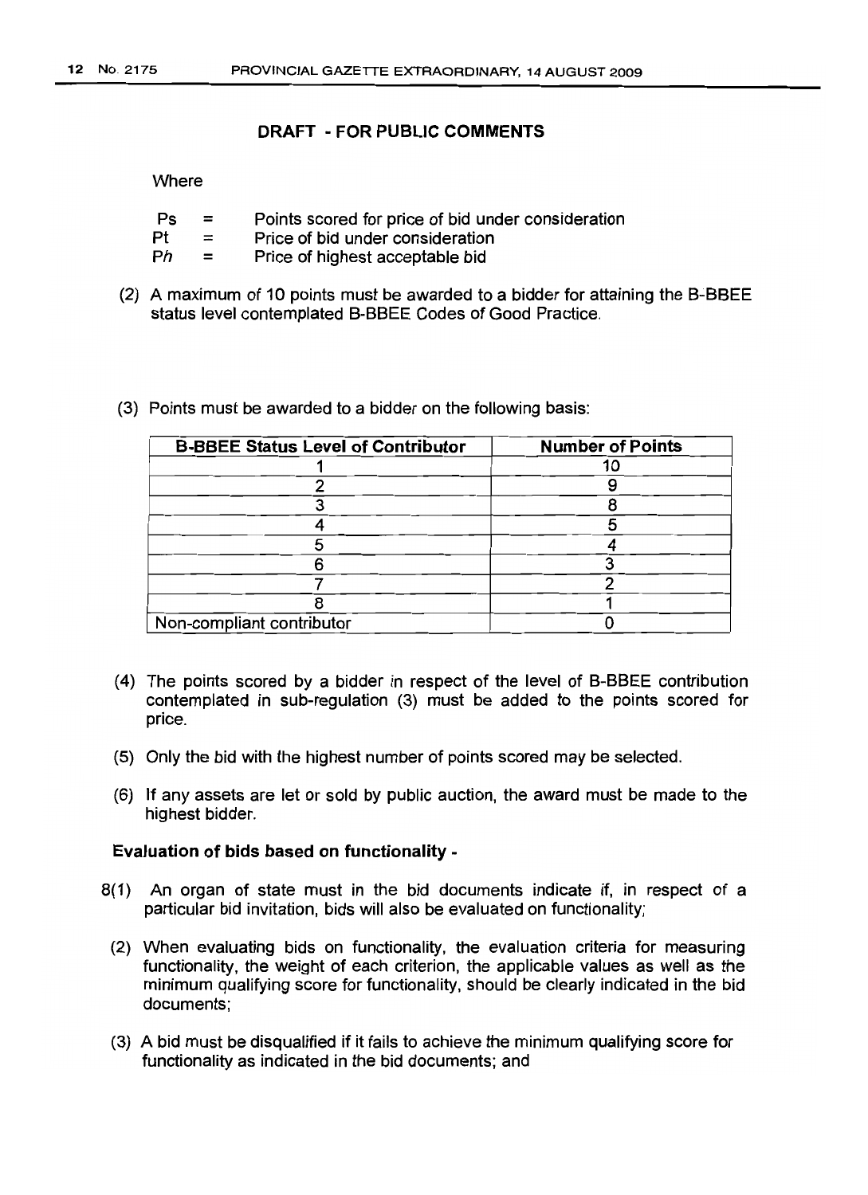**DRAFT - FOR PUBLIC COMMENTS**

Where

| | | |
|---|---|---|
| Ps | = | Points scored for price of bid under consideration |
| Pt | = | Price of bid under consideration |
| P*h* | = | Price of highest acceptable bid |

(2) A maximum of 10 points must be awarded to a bidder for attaining the B-BBEE status level contemplated B-BBEE Codes of Good Practice.

(3) Points must be awarded to a bidder on the following basis:

| B-BBEE Status Level of Contributor | Number of Points |
|---|---|
| 1 | 10 |
| 2 | 9 |
| 3 | 8 |
| 4 | 5 |
| 5 | 4 |
| 6 | 3 |
| 7 | 2 |
| 8 | 1 |
| Non-compliant contributor | 0 |

(4) The points scored by a bidder in respect of the level of B-BBEE contribution contemplated in sub-regulation (3) must be added to the points scored for price.

(5) Only the bid with the highest number of points scored may be selected.

(6) If any assets are let or sold by public auction, the award must be made to the highest bidder.

**Evaluation of bids based on functionality -**

8(1) An organ of state must in the bid documents indicate if, in respect of a particular bid invitation, bids will also be evaluated on functionality;

(2) When evaluating bids on functionality, the evaluation criteria for measuring functionality, the weight of each criterion, the applicable values as well as the minimum qualifying score for functionality, should be clearly indicated in the bid documents;

(3) A bid must be disqualified if it fails to achieve the minimum qualifying score for functionality as indicated in the bid documents; and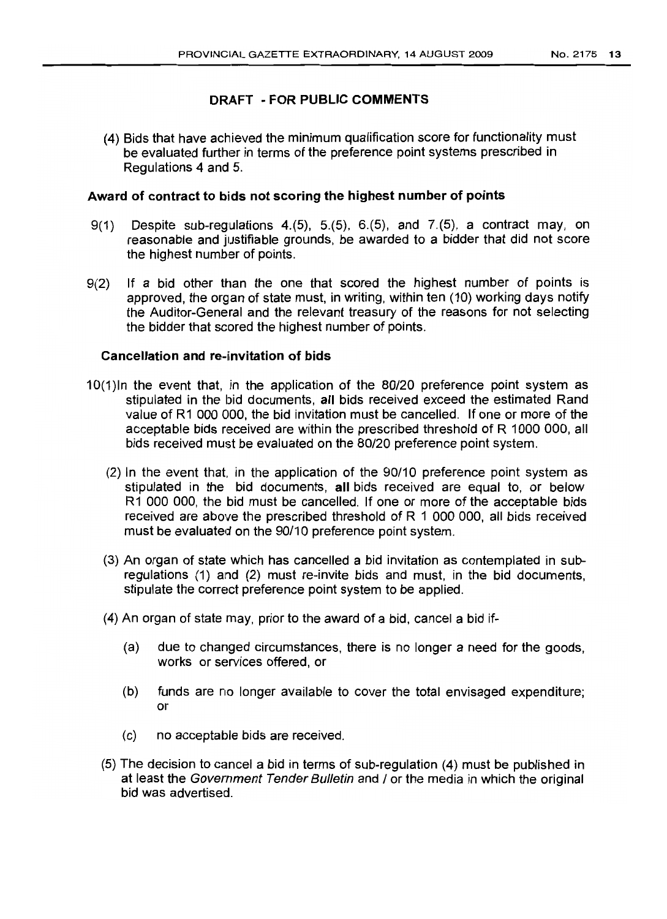**DRAFT - FOR PUBLIC COMMENTS**

(4) Bids that have achieved the minimum qualification score for functionality must be evaluated further in terms of the preference point systems prescribed in Regulations 4 and 5.

**Award of contract to bids not scoring the highest number of points**

9(1) Despite sub-regulations 4.(5), 5.(5), 6.(5), and 7.(5), a contract may, on reasonable and justifiable grounds, be awarded to a bidder that did not score the highest number of points.

9(2) If a bid other than the one that scored the highest number of points is approved, the organ of state must, in writing, within ten (10) working days notify the Auditor-General and the relevant treasury of the reasons for not selecting the bidder that scored the highest number of points.

**Cancellation and re-invitation of bids**

10(1)In the event that, in the application of the 80/20 preference point system as stipulated in the bid documents, **all** bids received exceed the estimated Rand value of R1 000 000, the bid invitation must be cancelled. If one or more of the acceptable bids received are within the prescribed threshold of R 1000 000, all bids received must be evaluated on the 80/20 preference point system.

(2) In the event that, in the application of the 90/10 preference point system as stipulated in the bid documents, **all** bids received are equal to, or below R1 000 000, the bid must be cancelled. If one or more of the acceptable bids received are above the prescribed threshold of R 1 000 000, all bids received must be evaluated on the 90/10 preference point system.

(3) An organ of state which has cancelled a bid invitation as contemplated in sub-regulations (1) and (2) must re-invite bids and must, in the bid documents, stipulate the correct preference point system to be applied.

(4) An organ of state may, prior to the award of a bid, cancel a bid if-

(a) due to changed circumstances, there is no longer a need for the goods, works or services offered, or

(b) funds are no longer available to cover the total envisaged expenditure; or

(c) no acceptable bids are received.

(5) The decision to cancel a bid in terms of sub-regulation (4) must be published in at least the *Government Tender Bulletin* and / or the media in which the original bid was advertised.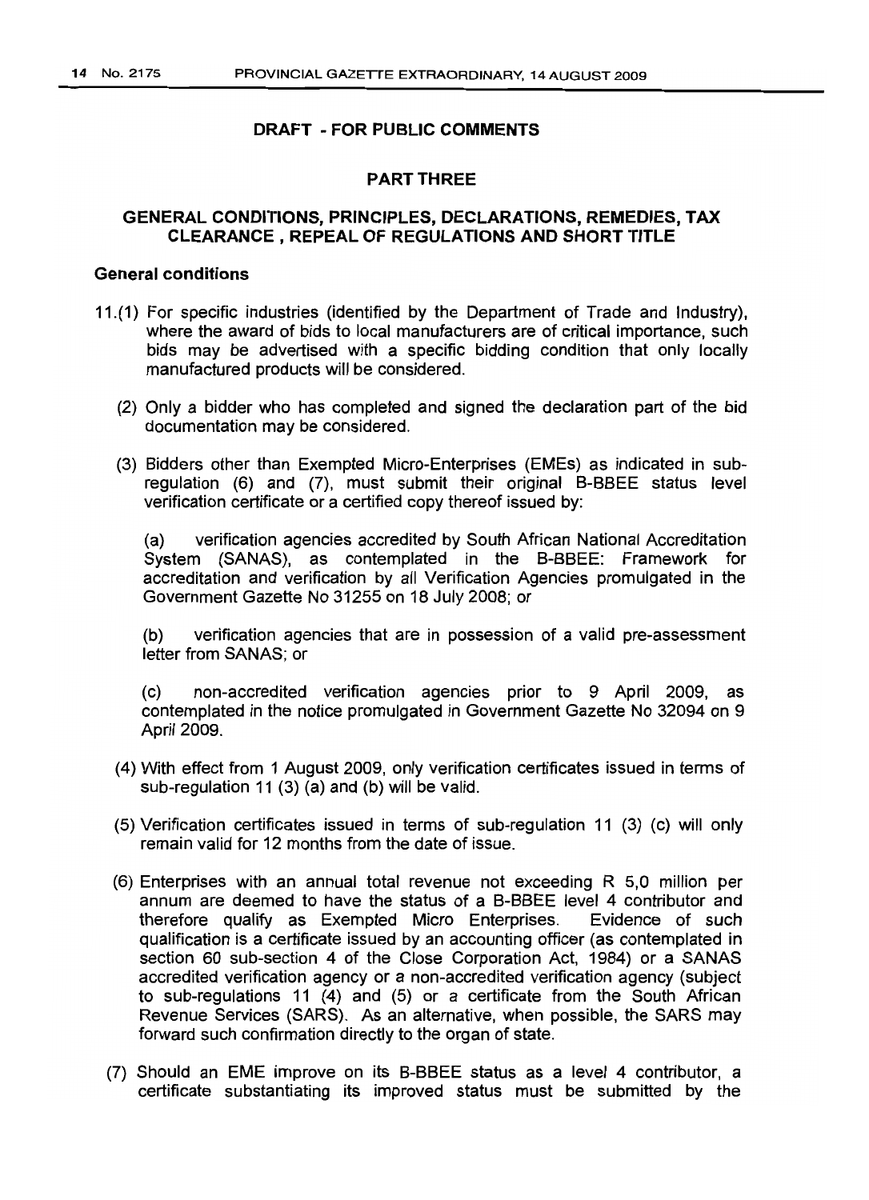**DRAFT - FOR PUBLIC COMMENTS**

## PART THREE

## GENERAL CONDITIONS, PRINCIPLES, DECLARATIONS, REMEDIES, TAX CLEARANCE , REPEAL OF REGULATIONS AND SHORT TITLE

### General conditions

11.(1) For specific industries (identified by the Department of Trade and Industry), where the award of bids to local manufacturers are of critical importance, such bids may be advertised with a specific bidding condition that only locally manufactured products will be considered.

(2) Only a bidder who has completed and signed the declaration part of the bid documentation may be considered.

(3) Bidders other than Exempted Micro-Enterprises (EMEs) as indicated in sub-regulation (6) and (7), must submit their original B-BBEE status level verification certificate or a certified copy thereof issued by:

(a) verification agencies accredited by South African National Accreditation System (SANAS), as contemplated in the B-BBEE: Framework for accreditation and verification by all Verification Agencies promulgated in the Government Gazette No 31255 on 18 July 2008; or

(b) verification agencies that are in possession of a valid pre-assessment letter from SANAS; or

(c) non-accredited verification agencies prior to 9 April 2009, as contemplated in the notice promulgated in Government Gazette No 32094 on 9 April 2009.

(4) With effect from 1 August 2009, only verification certificates issued in terms of sub-regulation 11 (3) (a) and (b) will be valid.

(5) Verification certificates issued in terms of sub-regulation 11 (3) (c) will only remain valid for 12 months from the date of issue.

(6) Enterprises with an annual total revenue not exceeding R 5,0 million per annum are deemed to have the status of a B-BBEE level 4 contributor and therefore qualify as Exempted Micro Enterprises. Evidence of such qualification is a certificate issued by an accounting officer (as contemplated in section 60 sub-section 4 of the Close Corporation Act, 1984) or a SANAS accredited verification agency or a non-accredited verification agency (subject to sub-regulations 11 (4) and (5) or a certificate from the South African Revenue Services (SARS). As an alternative, when possible, the SARS may forward such confirmation directly to the organ of state.

(7) Should an EME improve on its B-BBEE status as a level 4 contributor, a certificate substantiating its improved status must be submitted by the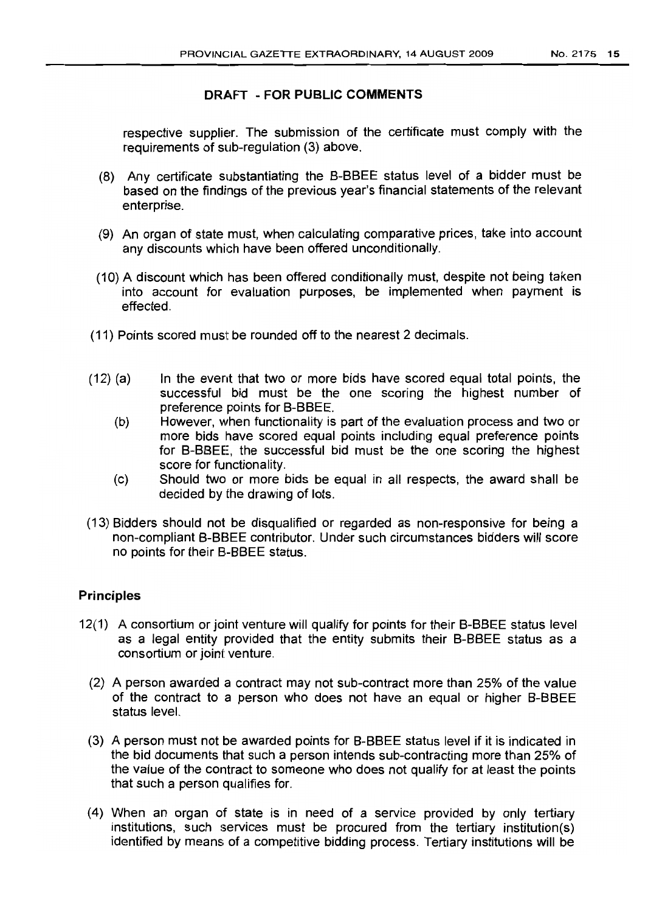**DRAFT - FOR PUBLIC COMMENTS**

respective supplier. The submission of the certificate must comply with the requirements of sub-regulation (3) above.

(8) Any certificate substantiating the B-BBEE status level of a bidder must be based on the findings of the previous year's financial statements of the relevant enterprise.

(9) An organ of state must, when calculating comparative prices, take into account any discounts which have been offered unconditionally.

(10) A discount which has been offered conditionally must, despite not being taken into account for evaluation purposes, be implemented when payment is effected.

(11) Points scored must be rounded off to the nearest 2 decimals.

(12) (a) In the event that two or more bids have scored equal total points, the successful bid must be the one scoring the highest number of preference points for B-BBEE.

(b) However, when functionality is part of the evaluation process and two or more bids have scored equal points including equal preference points for B-BBEE, the successful bid must be the one scoring the highest score for functionality.

(c) Should two or more bids be equal in all respects, the award shall be decided by the drawing of lots.

(13) Bidders should not be disqualified or regarded as non-responsive for being a non-compliant B-BBEE contributor. Under such circumstances bidders will score no points for their B-BBEE status.

**Principles**

12(1) A consortium or joint venture will qualify for points for their B-BBEE status level as a legal entity provided that the entity submits their B-BBEE status as a consortium or joint venture.

(2) A person awarded a contract may not sub-contract more than 25% of the value of the contract to a person who does not have an equal or higher B-BBEE status level.

(3) A person must not be awarded points for B-BBEE status level if it is indicated in the bid documents that such a person intends sub-contracting more than 25% of the value of the contract to someone who does not qualify for at least the points that such a person qualifies for.

(4) When an organ of state is in need of a service provided by only tertiary institutions, such services must be procured from the tertiary institution(s) identified by means of a competitive bidding process. Tertiary institutions will be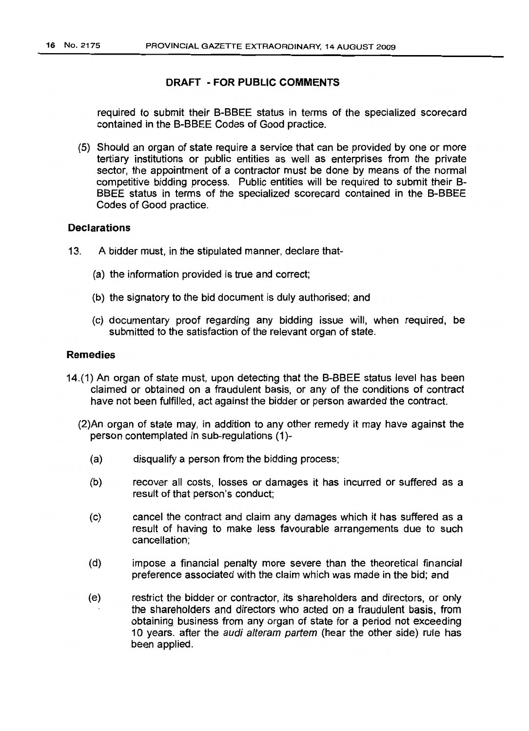**DRAFT - FOR PUBLIC COMMENTS**

required to submit their B-BBEE status in terms of the specialized scorecard contained in the B-BBEE Codes of Good practice.

(5) Should an organ of state require a service that can be provided by one or more tertiary institutions or public entities as well as enterprises from the private sector, the appointment of a contractor must be done by means of the normal competitive bidding process. Public entities will be required to submit their B-BBEE status in terms of the specialized scorecard contained in the B-BBEE Codes of Good practice.

### Declarations

13. A bidder must, in the stipulated manner, declare that-

(a) the information provided is true and correct;

(b) the signatory to the bid document is duly authorised; and

(c) documentary proof regarding any bidding issue will, when required, be submitted to the satisfaction of the relevant organ of state.

### Remedies

14.(1) An organ of state must, upon detecting that the B-BBEE status level has been claimed or obtained on a fraudulent basis, or any of the conditions of contract have not been fulfilled, act against the bidder or person awarded the contract.

(2)An organ of state may, in addition to any other remedy it may have against the person contemplated in sub-regulations (1)-

(a) disqualify a person from the bidding process;

(b) recover all costs, losses or damages it has incurred or suffered as a result of that person's conduct;

(c) cancel the contract and claim any damages which it has suffered as a result of having to make less favourable arrangements due to such cancellation;

(d) impose a financial penalty more severe than the theoretical financial preference associated with the claim which was made in the bid; and

(e) restrict the bidder or contractor, its shareholders and directors, or only the shareholders and directors who acted on a fraudulent basis, from obtaining business from any organ of state for a period not exceeding 10 years. after the *audi alteram partem* (hear the other side) rule has been applied.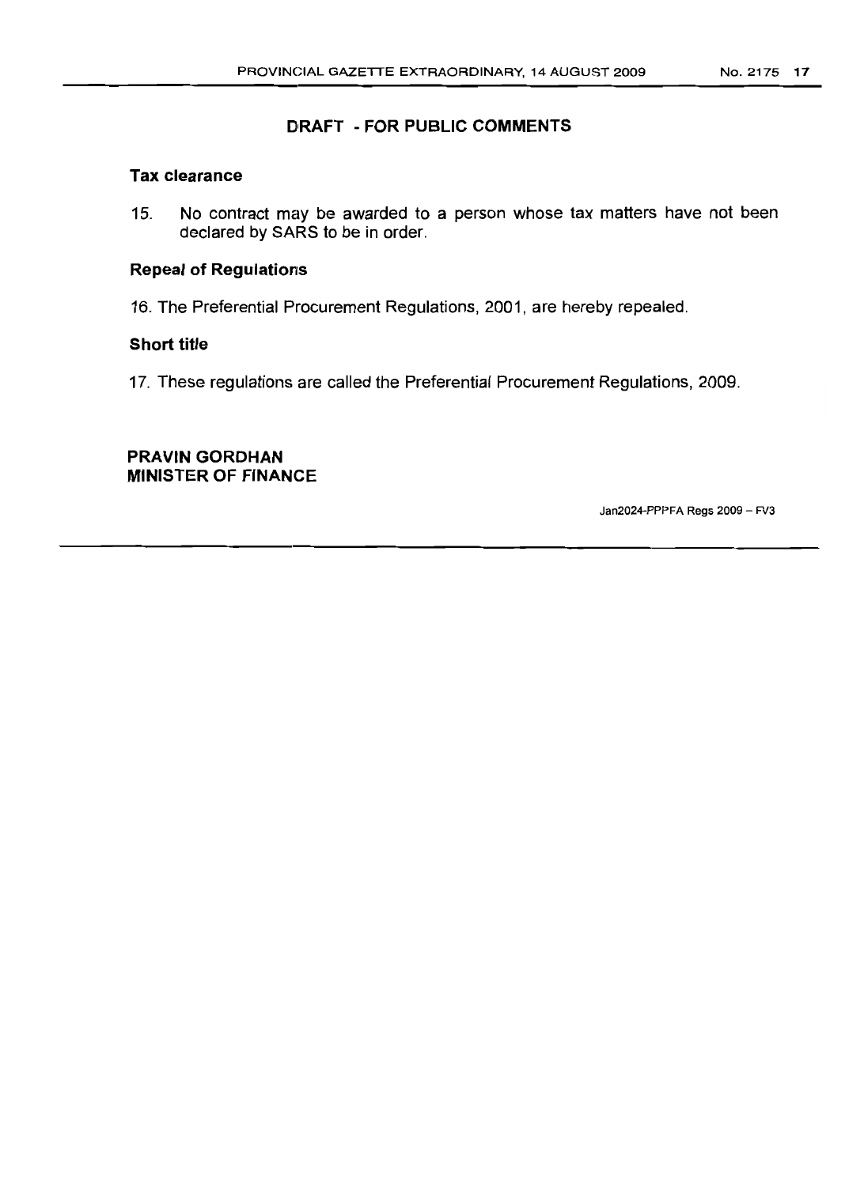## DRAFT - FOR PUBLIC COMMENTS

### Tax clearance

15. No contract may be awarded to a person whose tax matters have not been declared by SARS to be in order.

### Repeal of Regulations

16. The Preferential Procurement Regulations, 2001, are hereby repealed.

### Short title

17. These regulations are called the Preferential Procurement Regulations, 2009.

**PRAVIN GORDHAN**
**MINISTER OF FINANCE**

Jan2024-PPPFA Regs 2009 – FV3